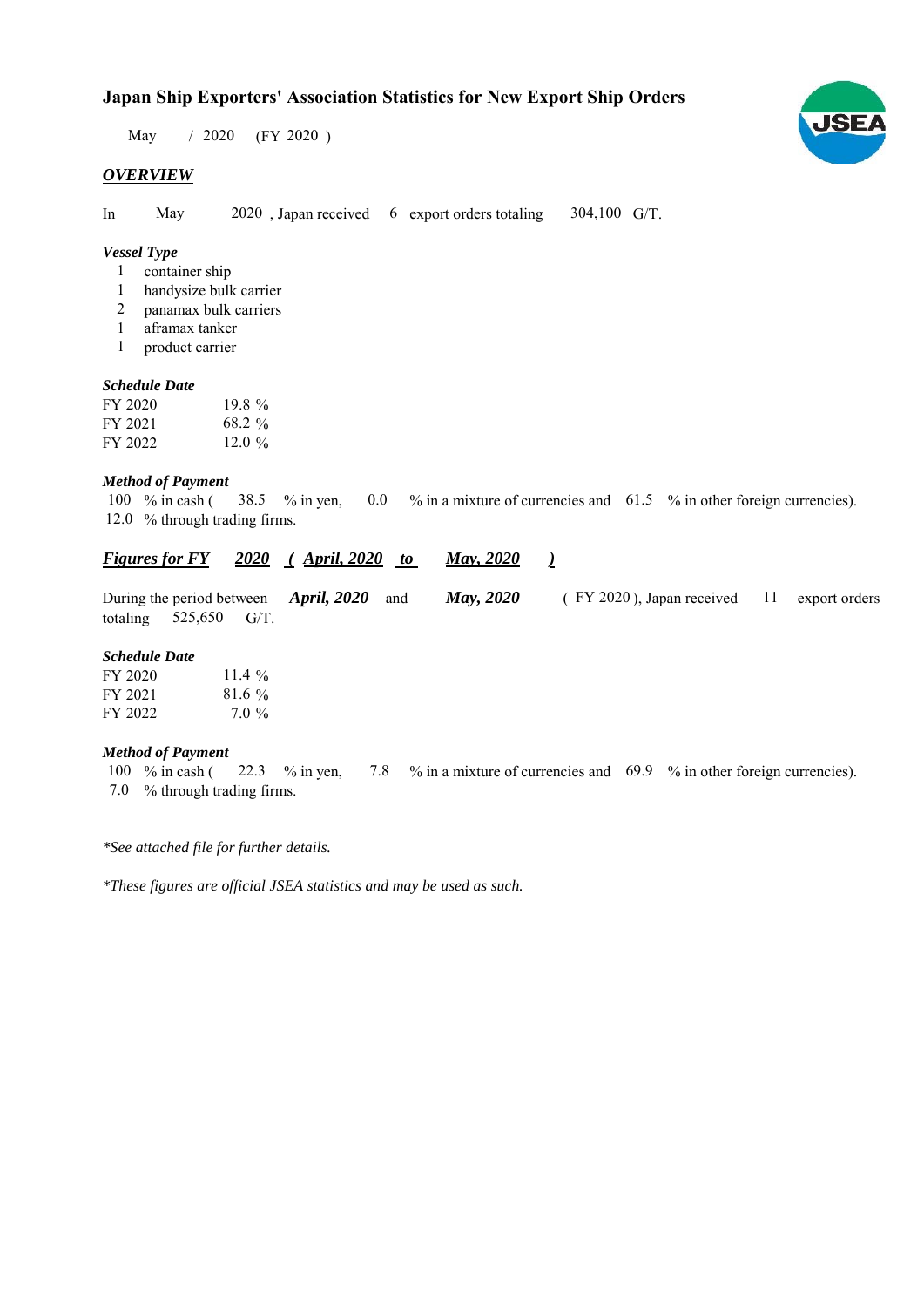# Japan Ship Exporters' Association Statistics for New Export Ship Orders

May / 2020 (FY 2020 )

## *OVERVIEW*

In May 2020 , Japan received 6 export orders totaling 304,100 G/T.

### *Vessel Type*

1 container ship
1 handysize bulk carrier
2 panamax bulk carriers
1 aframax tanker
1 product carrier

### *Schedule Date*

| | |
|---|---|
| FY 2020 | 19.8 % |
| FY 2021 | 68.2 % |
| FY 2022 | 12.0 % |

### *Method of Payment*

100 % in cash ( 38.5 % in yen, 0.0 % in a mixture of currencies and 61.5 % in other foreign currencies).
12.0 % through trading firms.

## ***Figures for FY 2020 ( April, 2020 to May, 2020 )***

During the period between ***April, 2020*** and ***May, 2020*** ( FY 2020 ), Japan received 11 export orders totaling 525,650 G/T.

### *Schedule Date*

| | |
|---|---|
| FY 2020 | 11.4 % |
| FY 2021 | 81.6 % |
| FY 2022 | 7.0 % |

### *Method of Payment*

100 % in cash ( 22.3 % in yen, 7.8 % in a mixture of currencies and 69.9 % in other foreign currencies).
7.0 % through trading firms.

*\*See attached file for further details.*

*\*These figures are official JSEA statistics and may be used as such.*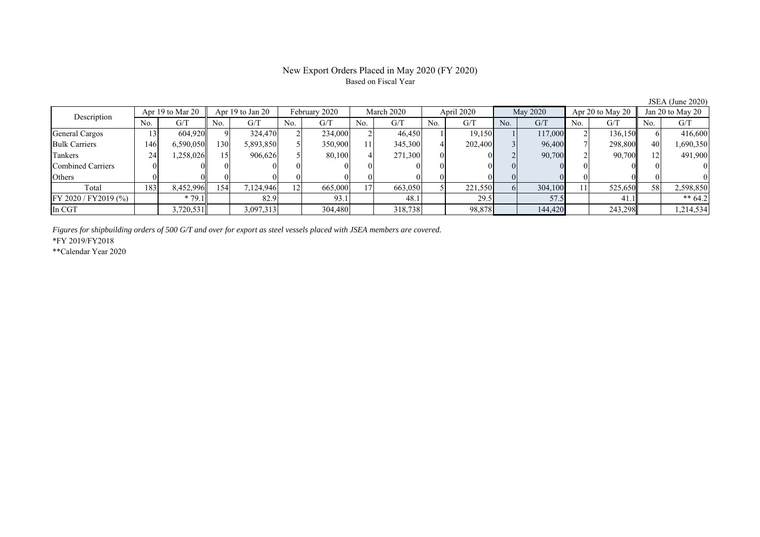# New Export Orders Placed in May 2020 (FY 2020)

Based on Fiscal Year

JSEA (June 2020)

| Description | Apr 19 to Mar 20 | | Apr 19 to Jan 20 | | February 2020 | | March 2020 | | April 2020 | | May 2020 | | Apr 20 to May 20 | | Jan 20 to May 20 | |
|---|---|---|---|---|---|---|---|---|---|---|---|---|---|---|---|---|
| | No. | G/T | No. | G/T | No. | G/T | No. | G/T | No. | G/T | No. | G/T | No. | G/T | No. | G/T |
| General Cargos | 13 | 604,920 | 9 | 324,470 | 2 | 234,000 | 2 | 46,450 | 1 | 19,150 | 1 | 117,000 | 2 | 136,150 | 6 | 416,600 |
| Bulk Carriers | 146 | 6,590,050 | 130 | 5,893,850 | 5 | 350,900 | 11 | 345,300 | 4 | 202,400 | 3 | 96,400 | 7 | 298,800 | 40 | 1,690,350 |
| Tankers | 24 | 1,258,026 | 15 | 906,626 | 5 | 80,100 | 4 | 271,300 | 0 | 0 | 2 | 90,700 | 2 | 90,700 | 12 | 491,900 |
| Combined Carriers | 0 | 0 | 0 | 0 | 0 | 0 | 0 | 0 | 0 | 0 | 0 | 0 | 0 | 0 | 0 | 0 |
| Others | 0 | 0 | 0 | 0 | 0 | 0 | 0 | 0 | 0 | 0 | 0 | 0 | 0 | 0 | 0 | 0 |
| Total | 183 | 8,452,996 | 154 | 7,124,946 | 12 | 665,000 | 17 | 663,050 | 5 | 221,550 | 6 | 304,100 | 11 | 525,650 | 58 | 2,598,850 |
| FY 2020 / FY2019 (%) | | * 79.1 | | 82.9 | | 93.1 | | 48.1 | | 29.5 | | 57.5 | | 41.1 | | ** 64.2 |
| In CGT | | 3,720,531 | | 3,097,313 | | 304,480 | | 318,738 | | 98,878 | | 144,420 | | 243,298 | | 1,214,534 |

*Figures for shipbuilding orders of 500 G/T and over for export as steel vessels placed with JSEA members are covered.*

*FY 2019/FY2018

**Calendar Year 2020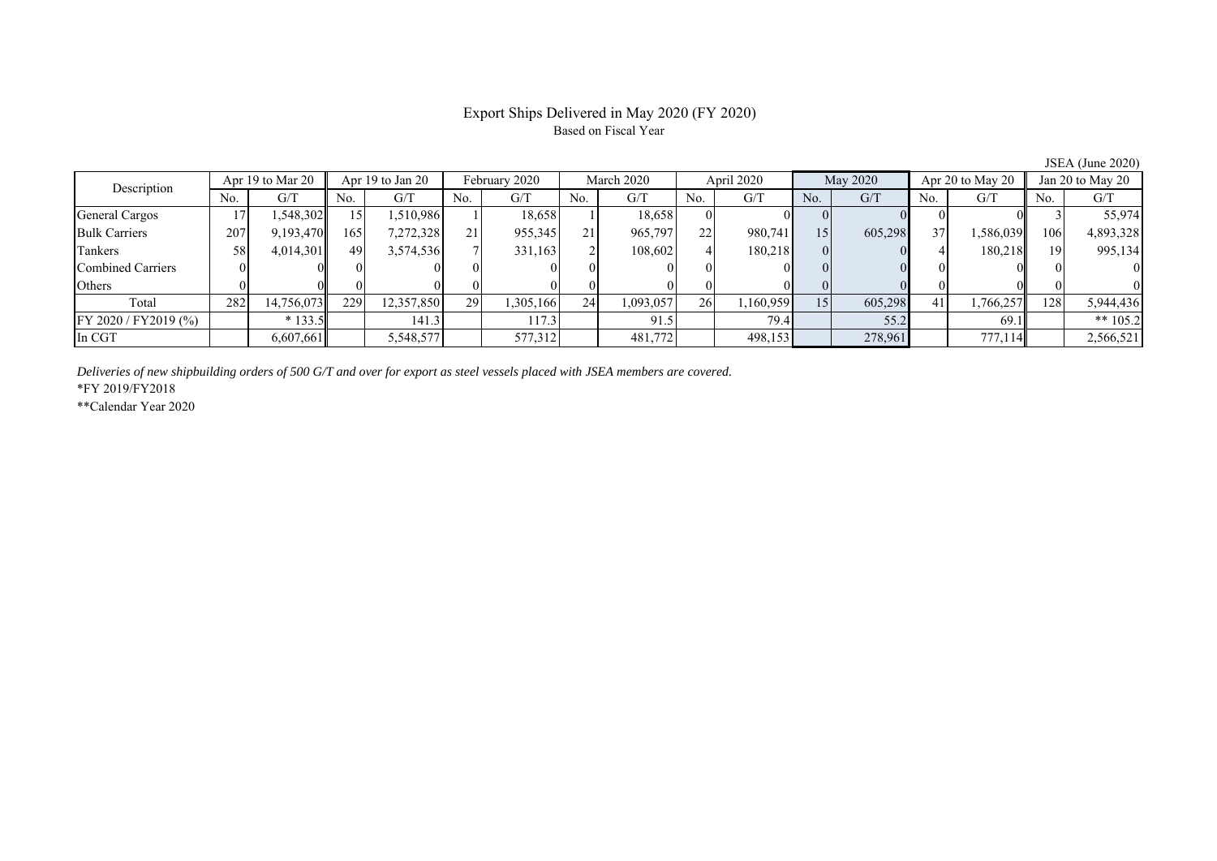# Export Ships Delivered in May 2020 (FY 2020)

Based on Fiscal Year

JSEA (June 2020)

| Description | Apr 19 to Mar 20 | | Apr 19 to Jan 20 | | February 2020 | | March 2020 | | April 2020 | | May 2020 | | Apr 20 to May 20 | | Jan 20 to May 20 | |
|---|---|---|---|---|---|---|---|---|---|---|---|---|---|---|---|---|
| | No. | G/T | No. | G/T | No. | G/T | No. | G/T | No. | G/T | No. | G/T | No. | G/T | No. | G/T |
| General Cargos | 17 | 1,548,302 | 15 | 1,510,986 | 1 | 18,658 | 1 | 18,658 | 0 | 0 | 0 | 0 | 0 | 0 | 3 | 55,974 |
| Bulk Carriers | 207 | 9,193,470 | 165 | 7,272,328 | 21 | 955,345 | 21 | 965,797 | 22 | 980,741 | 15 | 605,298 | 37 | 1,586,039 | 106 | 4,893,328 |
| Tankers | 58 | 4,014,301 | 49 | 3,574,536 | 7 | 331,163 | 2 | 108,602 | 4 | 180,218 | 0 | 0 | 4 | 180,218 | 19 | 995,134 |
| Combined Carriers | 0 | 0 | 0 | 0 | 0 | 0 | 0 | 0 | 0 | 0 | 0 | 0 | 0 | 0 | 0 | 0 |
| Others | 0 | 0 | 0 | 0 | 0 | 0 | 0 | 0 | 0 | 0 | 0 | 0 | 0 | 0 | 0 | 0 |
| Total | 282 | 14,756,073 | 229 | 12,357,850 | 29 | 1,305,166 | 24 | 1,093,057 | 26 | 1,160,959 | 15 | 605,298 | 41 | 1,766,257 | 128 | 5,944,436 |
| FY 2020 / FY2019 (%) | | * 133.5 | | 141.3 | | 117.3 | | 91.5 | | 79.4 | | 55.2 | | 69.1 | | ** 105.2 |
| In CGT | | 6,607,661 | | 5,548,577 | | 577,312 | | 481,772 | | 498,153 | | 278,961 | | 777,114 | | 2,566,521 |

*Deliveries of new shipbuilding orders of 500 G/T and over for export as steel vessels placed with JSEA members are covered.*

*FY 2019/FY2018

**Calendar Year 2020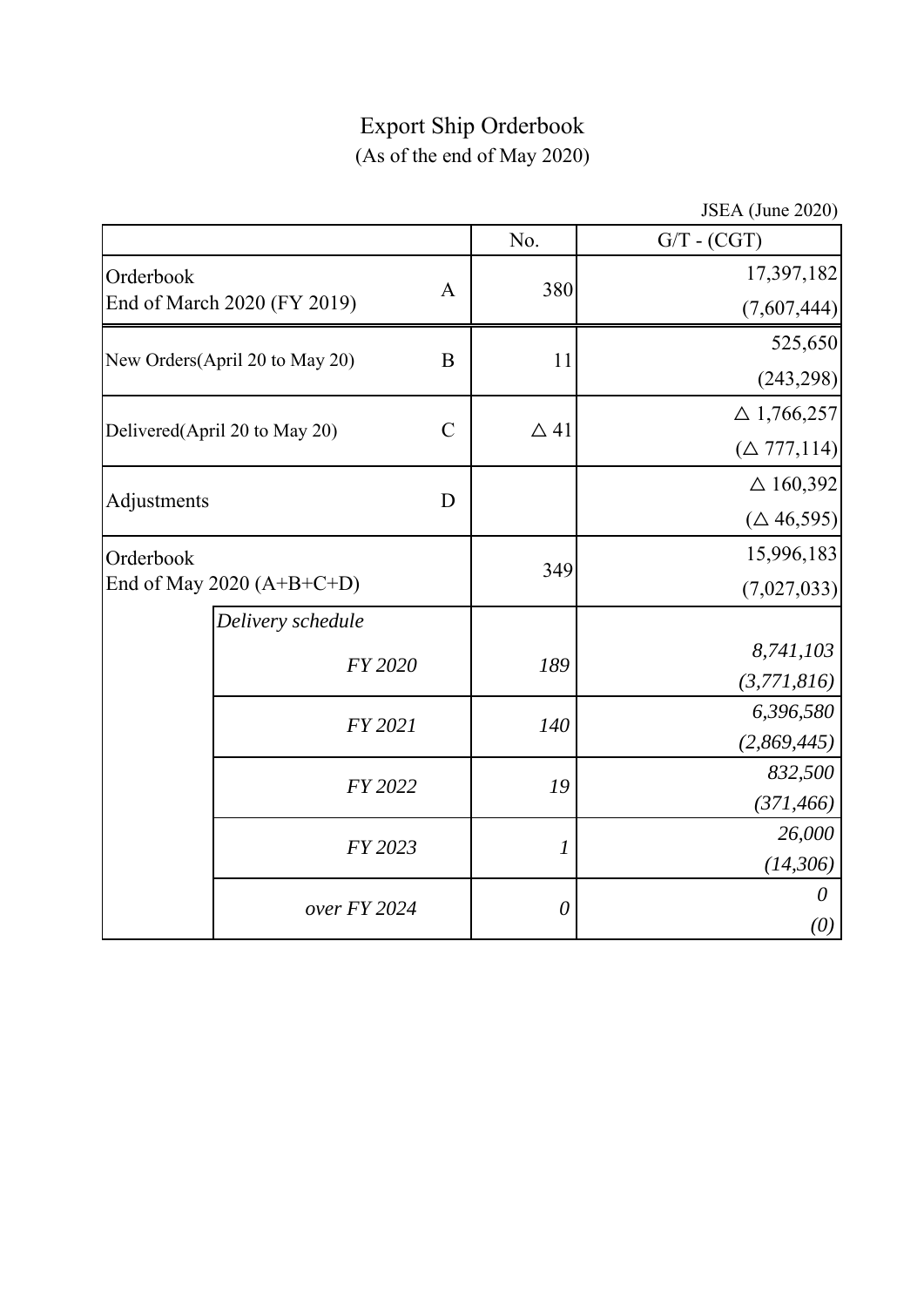# Export Ship Orderbook

(As of the end of May 2020)

JSEA (June 2020)

| | | | No. | G/T - (CGT) |
|---|---|---|---|---|
| Orderbook<br>End of March 2020 (FY 2019) | | A | 380 | 17,397,182<br>(7,607,444) |
| New Orders(April 20 to May 20) | | B | 11 | 525,650<br>(243,298) |
| Delivered(April 20 to May 20) | | C | △ 41 | △ 1,766,257<br>(△ 777,114) |
| Adjustments | | D | | △ 160,392<br>(△ 46,595) |
| Orderbook<br>End of May 2020 (A+B+C+D) | | | 349 | 15,996,183<br>(7,027,033) |
| | *Delivery schedule* | | | |
| | *FY 2020* | | *189* | *8,741,103*<br>*(3,771,816)* |
| | *FY 2021* | | *140* | *6,396,580*<br>*(2,869,445)* |
| | *FY 2022* | | *19* | *832,500*<br>*(371,466)* |
| | *FY 2023* | | *1* | *26,000*<br>*(14,306)* |
| | *over FY 2024* | | *0* | *0*<br>*(0)* |